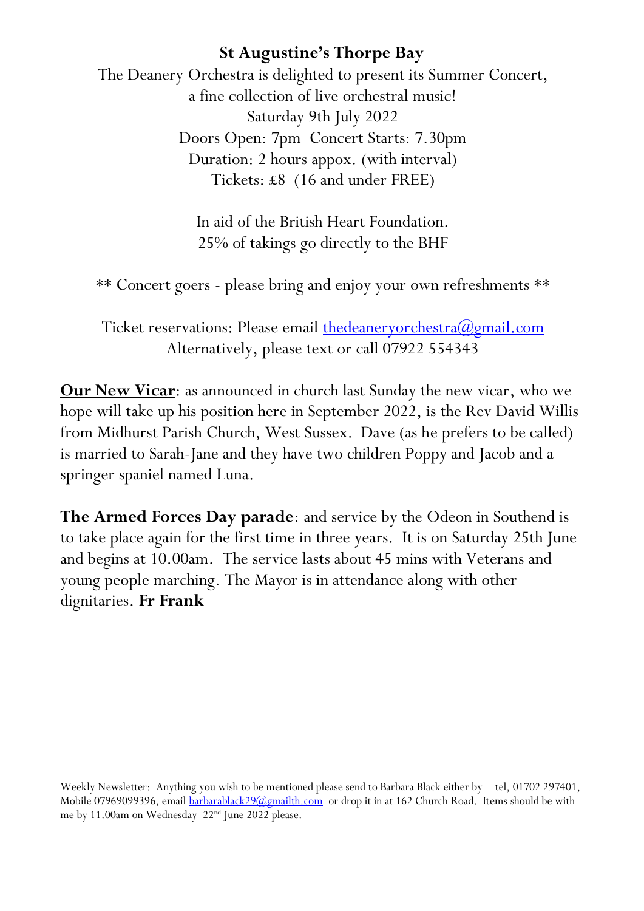**St Augustine's Thorpe Bay**

The Deanery Orchestra is delighted to present its Summer Concert,
a fine collection of live orchestral music!
Saturday 9th July 2022
Doors Open: 7pm Concert Starts: 7.30pm
Duration: 2 hours appox. (with interval)
Tickets: £8 (16 and under FREE)

In aid of the British Heart Foundation.
25% of takings go directly to the BHF

** Concert goers - please bring and enjoy your own refreshments **

Ticket reservations: Please email thedeaneryorchestra@gmail.com
Alternatively, please text or call 07922 554343

**Our New Vicar**: as announced in church last Sunday the new vicar, who we hope will take up his position here in September 2022, is the Rev David Willis from Midhurst Parish Church, West Sussex. Dave (as he prefers to be called) is married to Sarah-Jane and they have two children Poppy and Jacob and a springer spaniel named Luna.

**The Armed Forces Day parade**: and service by the Odeon in Southend is to take place again for the first time in three years. It is on Saturday 25th June and begins at 10.00am. The service lasts about 45 mins with Veterans and young people marching. The Mayor is in attendance along with other dignitaries. **Fr Frank**

Weekly Newsletter: Anything you wish to be mentioned please send to Barbara Black either by - tel, 01702 297401, Mobile 07969099396, email barbarablack29@gmailth.com or drop it in at 162 Church Road. Items should be with me by 11.00am on Wednesday 22nd June 2022 please.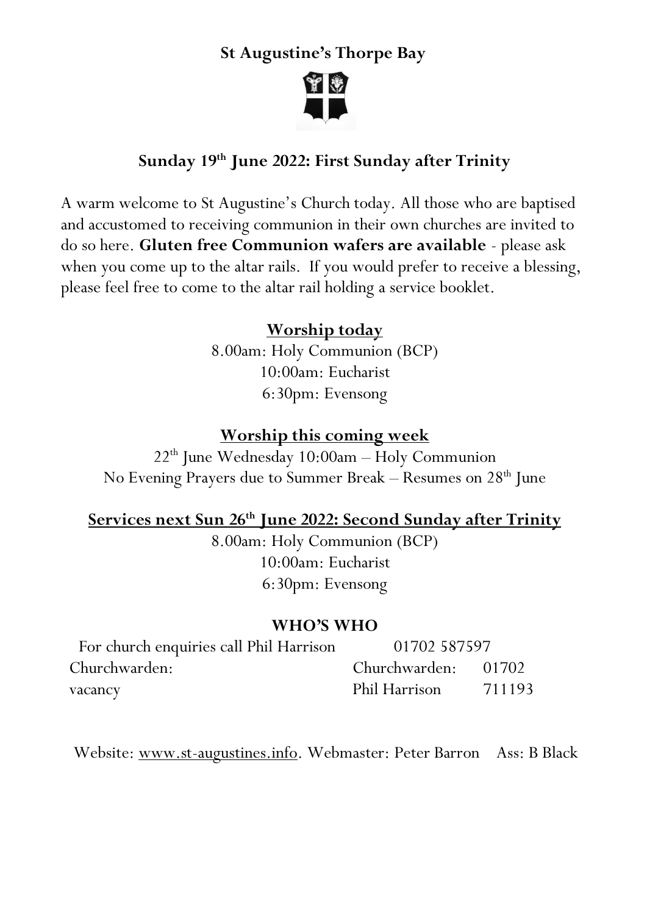# St Augustine's Thorpe Bay

## Sunday 19th June 2022: First Sunday after Trinity

A warm welcome to St Augustine's Church today. All those who are baptised and accustomed to receiving communion in their own churches are invited to do so here. **Gluten free Communion wafers are available** - please ask when you come up to the altar rails. If you would prefer to receive a blessing, please feel free to come to the altar rail holding a service booklet.

### Worship today

8.00am: Holy Communion (BCP)
10:00am: Eucharist
6:30pm: Evensong

### Worship this coming week

22th June Wednesday 10:00am – Holy Communion
No Evening Prayers due to Summer Break – Resumes on 28th June

### Services next Sun 26th June 2022: Second Sunday after Trinity

8.00am: Holy Communion (BCP)
10:00am: Eucharist
6:30pm: Evensong

### WHO'S WHO

For church enquiries call Phil Harrison 01702 587597

| | | |
|---|---|---|
| Churchwarden: vacancy | Churchwarden: Phil Harrison | 01702 711193 |

Website: www.st-augustines.info. Webmaster: Peter Barron Ass: B Black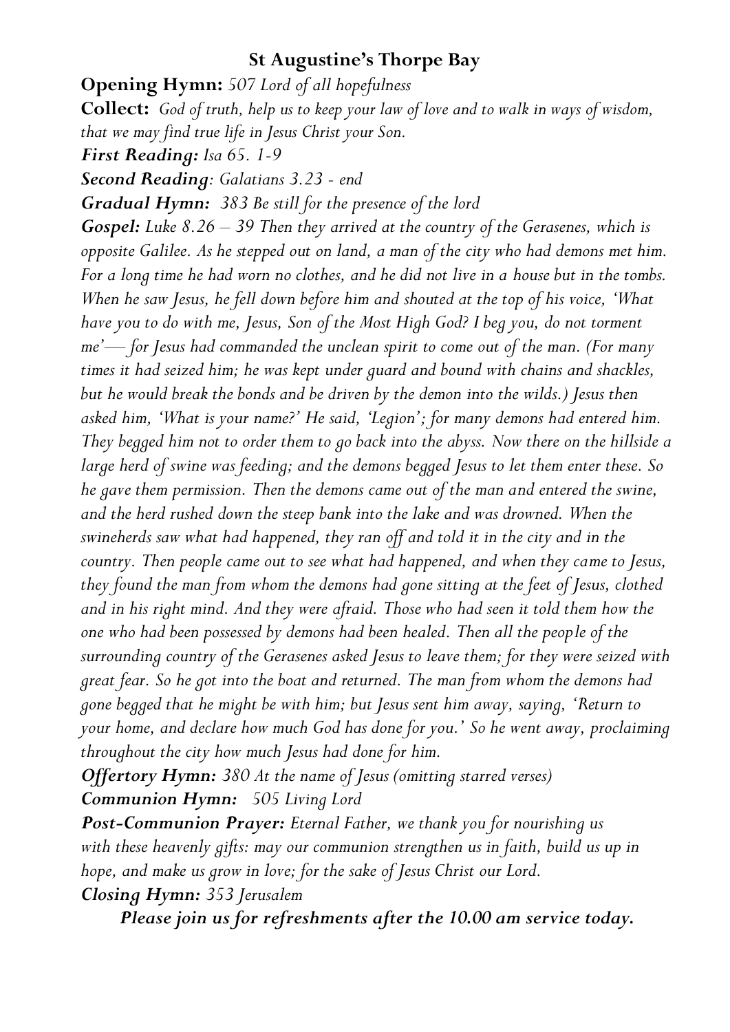## St Augustine's Thorpe Bay

**Opening Hymn:** *507 Lord of all hopefulness*

**Collect:** *God of truth, help us to keep your law of love and to walk in ways of wisdom, that we may find true life in Jesus Christ your Son.*

***First Reading:*** *Isa 65. 1-9*

***Second Reading****: Galatians 3.23 - end*

***Gradual Hymn:*** *383 Be still for the presence of the lord*

***Gospel:*** *Luke 8.26 – 39 Then they arrived at the country of the Gerasenes, which is opposite Galilee. As he stepped out on land, a man of the city who had demons met him. For a long time he had worn no clothes, and he did not live in a house but in the tombs. When he saw Jesus, he fell down before him and shouted at the top of his voice, 'What have you to do with me, Jesus, Son of the Most High God? I beg you, do not torment me'— for Jesus had commanded the unclean spirit to come out of the man. (For many times it had seized him; he was kept under guard and bound with chains and shackles, but he would break the bonds and be driven by the demon into the wilds.) Jesus then asked him, 'What is your name?' He said, 'Legion'; for many demons had entered him. They begged him not to order them to go back into the abyss. Now there on the hillside a large herd of swine was feeding; and the demons begged Jesus to let them enter these. So he gave them permission. Then the demons came out of the man and entered the swine, and the herd rushed down the steep bank into the lake and was drowned. When the swineherds saw what had happened, they ran off and told it in the city and in the country. Then people came out to see what had happened, and when they came to Jesus, they found the man from whom the demons had gone sitting at the feet of Jesus, clothed and in his right mind. And they were afraid. Those who had seen it told them how the one who had been possessed by demons had been healed. Then all the people of the surrounding country of the Gerasenes asked Jesus to leave them; for they were seized with great fear. So he got into the boat and returned. The man from whom the demons had gone begged that he might be with him; but Jesus sent him away, saying, 'Return to your home, and declare how much God has done for you.' So he went away, proclaiming throughout the city how much Jesus had done for him.*

***Offertory Hymn:*** *380 At the name of Jesus (omitting starred verses)*

***Communion Hymn:*** *505 Living Lord*

***Post-Communion Prayer:*** *Eternal Father, we thank you for nourishing us with these heavenly gifts: may our communion strengthen us in faith, build us up in hope, and make us grow in love; for the sake of Jesus Christ our Lord.*

***Closing Hymn:*** *353 Jerusalem*

***Please join us for refreshments after the 10.00 am service today.***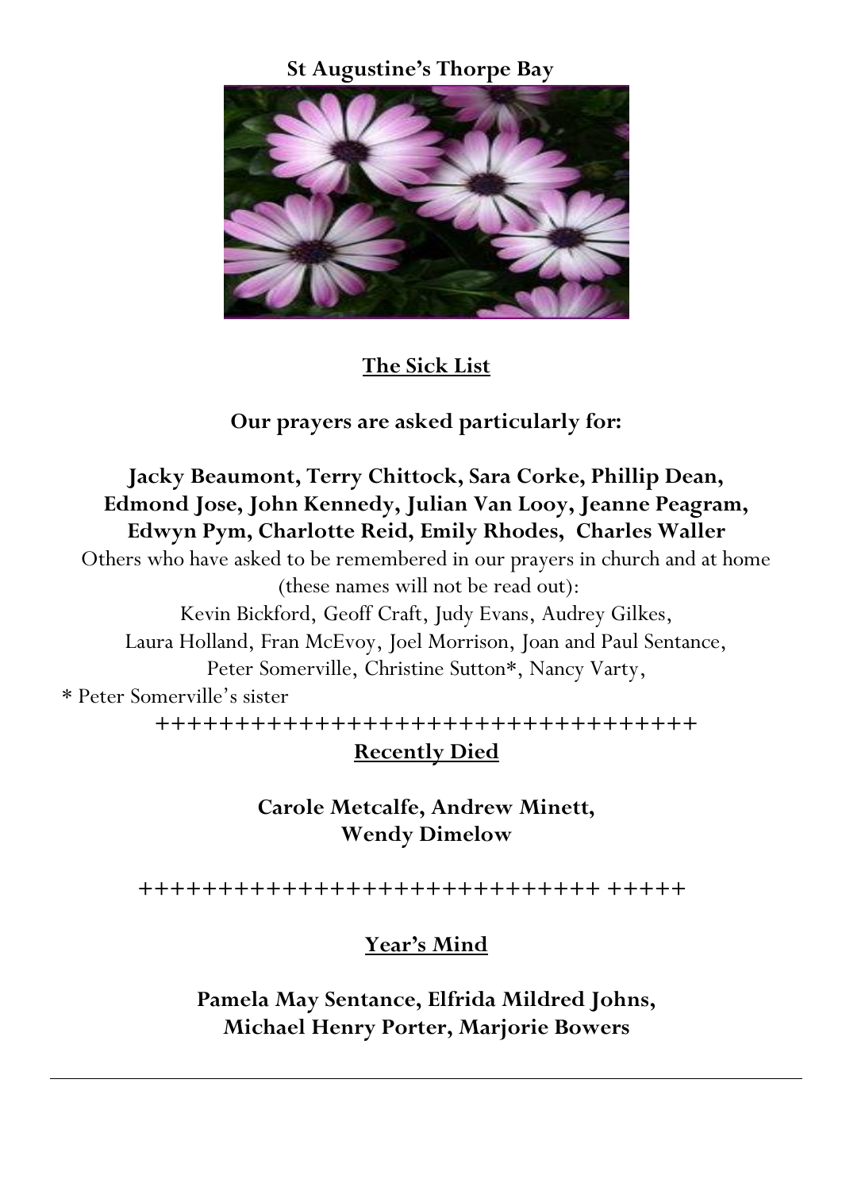**St Augustine's Thorpe Bay**

## The Sick List

**Our prayers are asked particularly for:**

**Jacky Beaumont, Terry Chittock, Sara Corke, Phillip Dean, Edmond Jose, John Kennedy, Julian Van Looy, Jeanne Peagram, Edwyn Pym, Charlotte Reid, Emily Rhodes, Charles Waller**

Others who have asked to be remembered in our prayers in church and at home (these names will not be read out):

Kevin Bickford, Geoff Craft, Judy Evans, Audrey Gilkes, Laura Holland, Fran McEvoy, Joel Morrison, Joan and Paul Sentance, Peter Somerville, Christine Sutton*, Nancy Varty,

* Peter Somerville's sister

+++++++++++++++++++++++++++++++++++

## Recently Died

**Carole Metcalfe, Andrew Minett, Wendy Dimelow**

++++++++++++++++++++++++++++++ +++++

## Year's Mind

**Pamela May Sentance, Elfrida Mildred Johns, Michael Henry Porter, Marjorie Bowers**